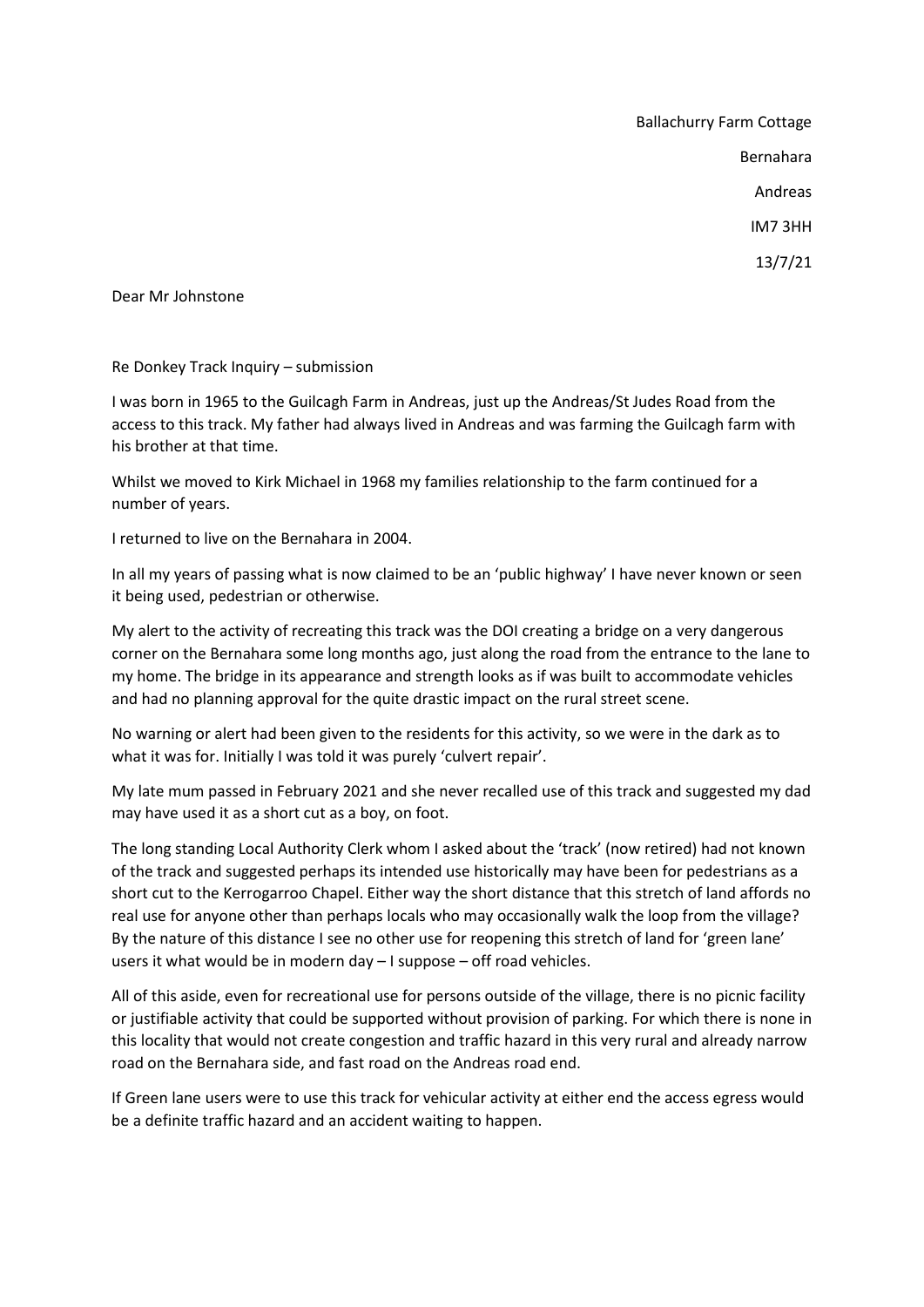Ballachurry Farm Cottage

Bernahara

Andreas

IM7 3HH

13/7/21

Dear Mr Johnstone

Re Donkey Track Inquiry – submission

I was born in 1965 to the Guilcagh Farm in Andreas, just up the Andreas/St Judes Road from the access to this track. My father had always lived in Andreas and was farming the Guilcagh farm with his brother at that time.

Whilst we moved to Kirk Michael in 1968 my families relationship to the farm continued for a number of years.

I returned to live on the Bernahara in 2004.

In all my years of passing what is now claimed to be an 'public highway' I have never known or seen it being used, pedestrian or otherwise.

My alert to the activity of recreating this track was the DOI creating a bridge on a very dangerous corner on the Bernahara some long months ago, just along the road from the entrance to the lane to my home. The bridge in its appearance and strength looks as if was built to accommodate vehicles and had no planning approval for the quite drastic impact on the rural street scene.

No warning or alert had been given to the residents for this activity, so we were in the dark as to what it was for. Initially I was told it was purely 'culvert repair'.

My late mum passed in February 2021 and she never recalled use of this track and suggested my dad may have used it as a short cut as a boy, on foot.

The long standing Local Authority Clerk whom I asked about the 'track' (now retired) had not known of the track and suggested perhaps its intended use historically may have been for pedestrians as a short cut to the Kerrogarroo Chapel. Either way the short distance that this stretch of land affords no real use for anyone other than perhaps locals who may occasionally walk the loop from the village? By the nature of this distance I see no other use for reopening this stretch of land for 'green lane' users it what would be in modern day – I suppose – off road vehicles.

All of this aside, even for recreational use for persons outside of the village, there is no picnic facility or justifiable activity that could be supported without provision of parking. For which there is none in this locality that would not create congestion and traffic hazard in this very rural and already narrow road on the Bernahara side, and fast road on the Andreas road end.

If Green lane users were to use this track for vehicular activity at either end the access egress would be a definite traffic hazard and an accident waiting to happen.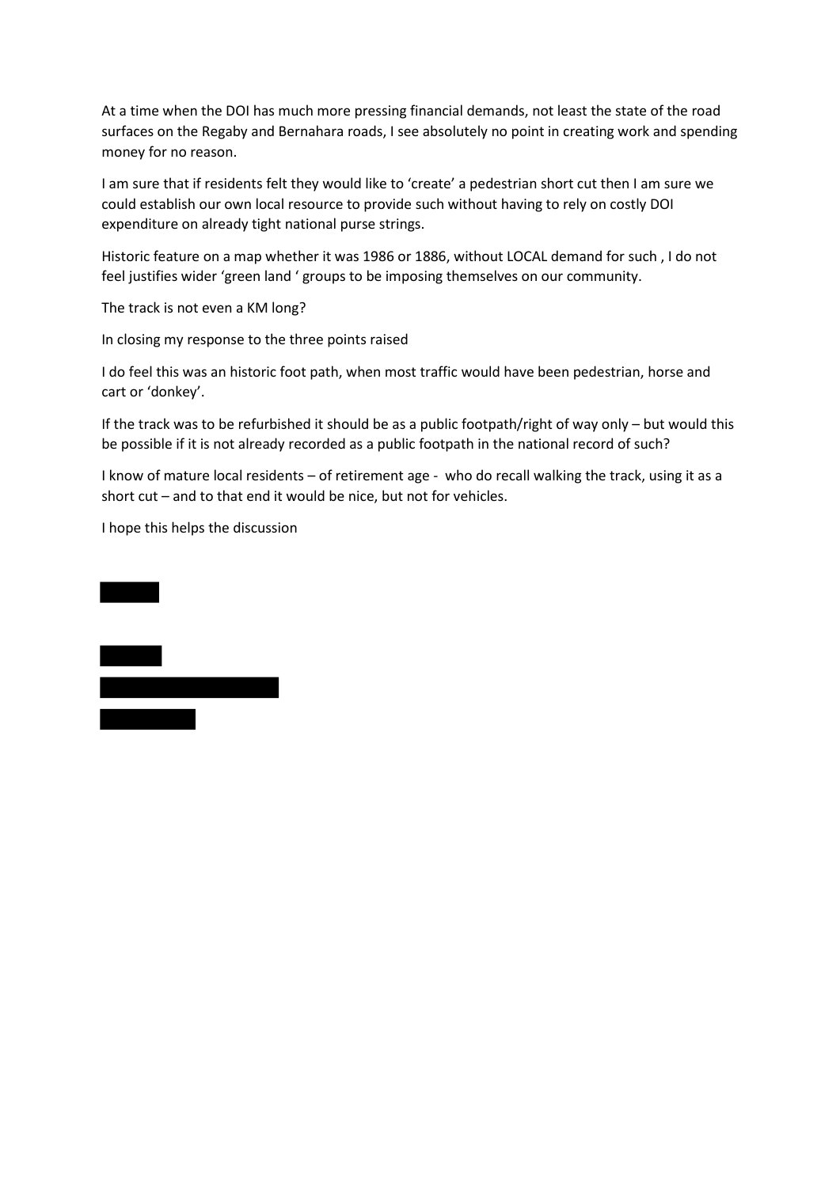At a time when the DOI has much more pressing financial demands, not least the state of the road surfaces on the Regaby and Bernahara roads, I see absolutely no point in creating work and spending money for no reason.

I am sure that if residents felt they would like to 'create' a pedestrian short cut then I am sure we could establish our own local resource to provide such without having to rely on costly DOI expenditure on already tight national purse strings.

Historic feature on a map whether it was 1986 or 1886, without LOCAL demand for such , I do not feel justifies wider 'green land ' groups to be imposing themselves on our community.

The track is not even a KM long?

In closing my response to the three points raised

I do feel this was an historic foot path, when most traffic would have been pedestrian, horse and cart or 'donkey'.

If the track was to be refurbished it should be as a public footpath/right of way only – but would this be possible if it is not already recorded as a public footpath in the national record of such?

I know of mature local residents – of retirement age - who do recall walking the track, using it as a short cut – and to that end it would be nice, but not for vehicles.

I hope this helps the discussion